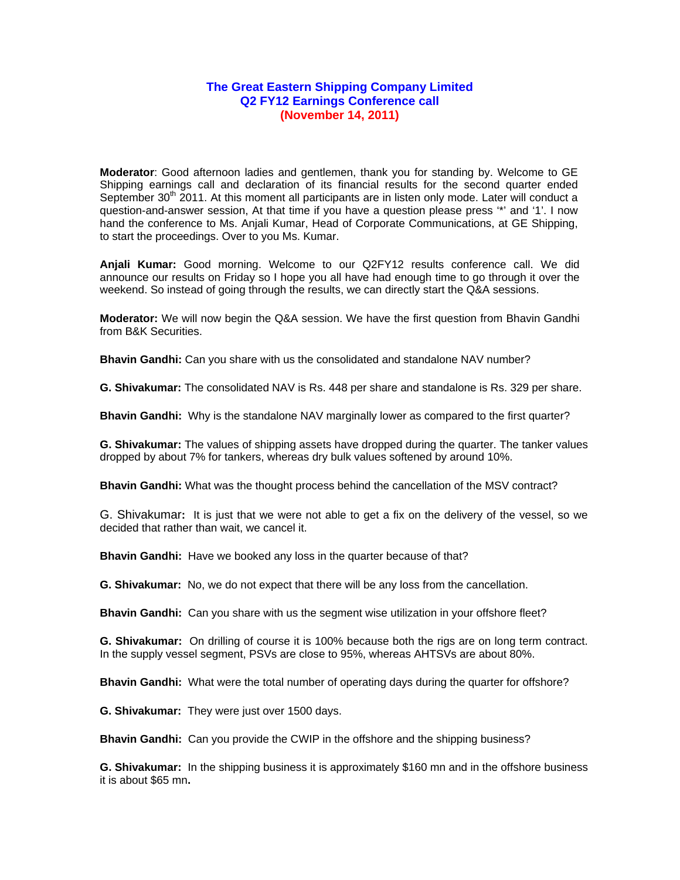# The Great Eastern Shipping Company Limited
## Q2 FY12 Earnings Conference call
### (November 14, 2011)

**Moderator**: Good afternoon ladies and gentlemen, thank you for standing by. Welcome to GE Shipping earnings call and declaration of its financial results for the second quarter ended September 30th 2011. At this moment all participants are in listen only mode. Later will conduct a question-and-answer session, At that time if you have a question please press '*' and '1'. I now hand the conference to Ms. Anjali Kumar, Head of Corporate Communications, at GE Shipping, to start the proceedings. Over to you Ms. Kumar.

**Anjali Kumar:** Good morning. Welcome to our Q2FY12 results conference call. We did announce our results on Friday so I hope you all have had enough time to go through it over the weekend. So instead of going through the results, we can directly start the Q&A sessions.

**Moderator:** We will now begin the Q&A session. We have the first question from Bhavin Gandhi from B&K Securities.

**Bhavin Gandhi:** Can you share with us the consolidated and standalone NAV number?

**G. Shivakumar:** The consolidated NAV is Rs. 448 per share and standalone is Rs. 329 per share.

**Bhavin Gandhi:** Why is the standalone NAV marginally lower as compared to the first quarter?

**G. Shivakumar:** The values of shipping assets have dropped during the quarter. The tanker values dropped by about 7% for tankers, whereas dry bulk values softened by around 10%.

**Bhavin Gandhi:** What was the thought process behind the cancellation of the MSV contract?

G. Shivakumar**:** It is just that we were not able to get a fix on the delivery of the vessel, so we decided that rather than wait, we cancel it.

**Bhavin Gandhi:** Have we booked any loss in the quarter because of that?

**G. Shivakumar:** No, we do not expect that there will be any loss from the cancellation.

**Bhavin Gandhi:** Can you share with us the segment wise utilization in your offshore fleet?

**G. Shivakumar:** On drilling of course it is 100% because both the rigs are on long term contract. In the supply vessel segment, PSVs are close to 95%, whereas AHTSVs are about 80%.

**Bhavin Gandhi:** What were the total number of operating days during the quarter for offshore?

**G. Shivakumar:** They were just over 1500 days.

**Bhavin Gandhi:** Can you provide the CWIP in the offshore and the shipping business?

**G. Shivakumar:** In the shipping business it is approximately $160 mn and in the offshore business it is about $65 mn**.**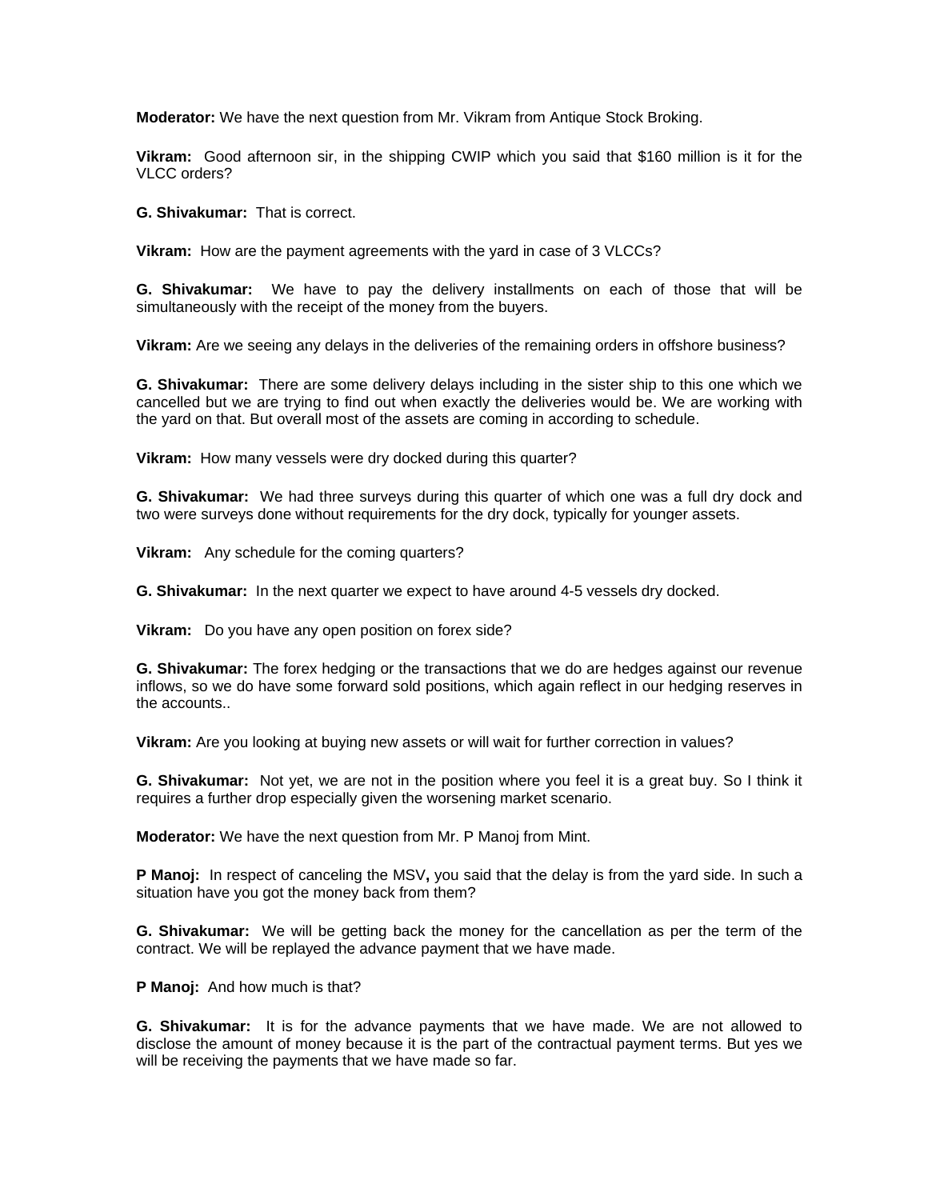**Moderator:** We have the next question from Mr. Vikram from Antique Stock Broking.

**Vikram:** Good afternoon sir, in the shipping CWIP which you said that $160 million is it for the VLCC orders?

**G. Shivakumar:** That is correct.

**Vikram:** How are the payment agreements with the yard in case of 3 VLCCs?

**G. Shivakumar:** We have to pay the delivery installments on each of those that will be simultaneously with the receipt of the money from the buyers.

**Vikram:** Are we seeing any delays in the deliveries of the remaining orders in offshore business?

**G. Shivakumar:** There are some delivery delays including in the sister ship to this one which we cancelled but we are trying to find out when exactly the deliveries would be. We are working with the yard on that. But overall most of the assets are coming in according to schedule.

**Vikram:** How many vessels were dry docked during this quarter?

**G. Shivakumar:** We had three surveys during this quarter of which one was a full dry dock and two were surveys done without requirements for the dry dock, typically for younger assets.

**Vikram:** Any schedule for the coming quarters?

**G. Shivakumar:** In the next quarter we expect to have around 4-5 vessels dry docked.

**Vikram:** Do you have any open position on forex side?

**G. Shivakumar:** The forex hedging or the transactions that we do are hedges against our revenue inflows, so we do have some forward sold positions, which again reflect in our hedging reserves in the accounts..

**Vikram:** Are you looking at buying new assets or will wait for further correction in values?

**G. Shivakumar:** Not yet, we are not in the position where you feel it is a great buy. So I think it requires a further drop especially given the worsening market scenario.

**Moderator:** We have the next question from Mr. P Manoj from Mint.

**P Manoj:** In respect of canceling the MSV**,** you said that the delay is from the yard side. In such a situation have you got the money back from them?

**G. Shivakumar:** We will be getting back the money for the cancellation as per the term of the contract. We will be replayed the advance payment that we have made.

**P Manoj:** And how much is that?

**G. Shivakumar:** It is for the advance payments that we have made. We are not allowed to disclose the amount of money because it is the part of the contractual payment terms. But yes we will be receiving the payments that we have made so far.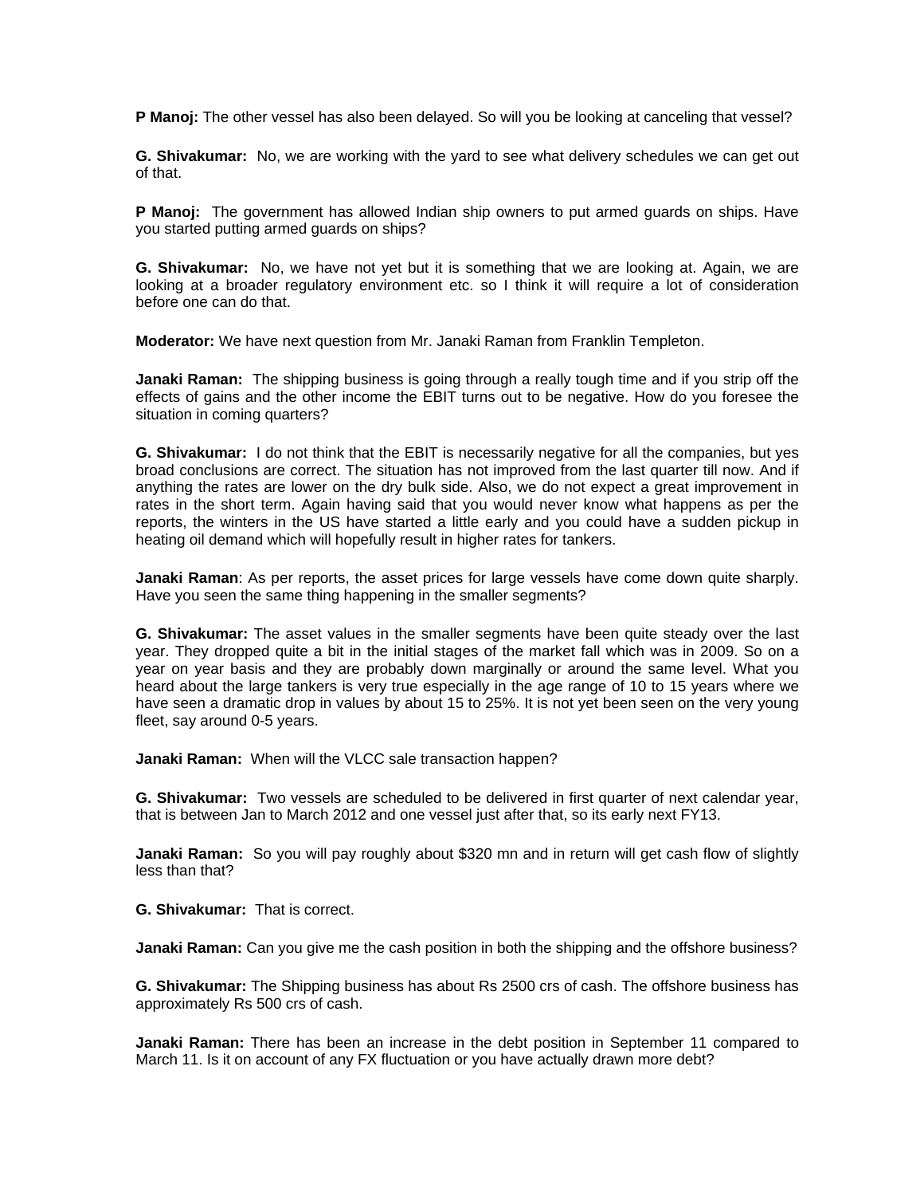**P Manoj:** The other vessel has also been delayed. So will you be looking at canceling that vessel?

**G. Shivakumar:** No, we are working with the yard to see what delivery schedules we can get out of that.

**P Manoj:** The government has allowed Indian ship owners to put armed guards on ships. Have you started putting armed guards on ships?

**G. Shivakumar:** No, we have not yet but it is something that we are looking at. Again, we are looking at a broader regulatory environment etc. so I think it will require a lot of consideration before one can do that.

**Moderator:** We have next question from Mr. Janaki Raman from Franklin Templeton.

**Janaki Raman:** The shipping business is going through a really tough time and if you strip off the effects of gains and the other income the EBIT turns out to be negative. How do you foresee the situation in coming quarters?

**G. Shivakumar:** I do not think that the EBIT is necessarily negative for all the companies, but yes broad conclusions are correct. The situation has not improved from the last quarter till now. And if anything the rates are lower on the dry bulk side. Also, we do not expect a great improvement in rates in the short term. Again having said that you would never know what happens as per the reports, the winters in the US have started a little early and you could have a sudden pickup in heating oil demand which will hopefully result in higher rates for tankers.

**Janaki Raman**: As per reports, the asset prices for large vessels have come down quite sharply. Have you seen the same thing happening in the smaller segments?

**G. Shivakumar:** The asset values in the smaller segments have been quite steady over the last year. They dropped quite a bit in the initial stages of the market fall which was in 2009. So on a year on year basis and they are probably down marginally or around the same level. What you heard about the large tankers is very true especially in the age range of 10 to 15 years where we have seen a dramatic drop in values by about 15 to 25%. It is not yet been seen on the very young fleet, say around 0-5 years.

**Janaki Raman:** When will the VLCC sale transaction happen?

**G. Shivakumar:** Two vessels are scheduled to be delivered in first quarter of next calendar year, that is between Jan to March 2012 and one vessel just after that, so its early next FY13.

**Janaki Raman:** So you will pay roughly about $320 mn and in return will get cash flow of slightly less than that?

**G. Shivakumar:** That is correct.

**Janaki Raman:** Can you give me the cash position in both the shipping and the offshore business?

**G. Shivakumar:** The Shipping business has about Rs 2500 crs of cash. The offshore business has approximately Rs 500 crs of cash.

**Janaki Raman:** There has been an increase in the debt position in September 11 compared to March 11. Is it on account of any FX fluctuation or you have actually drawn more debt?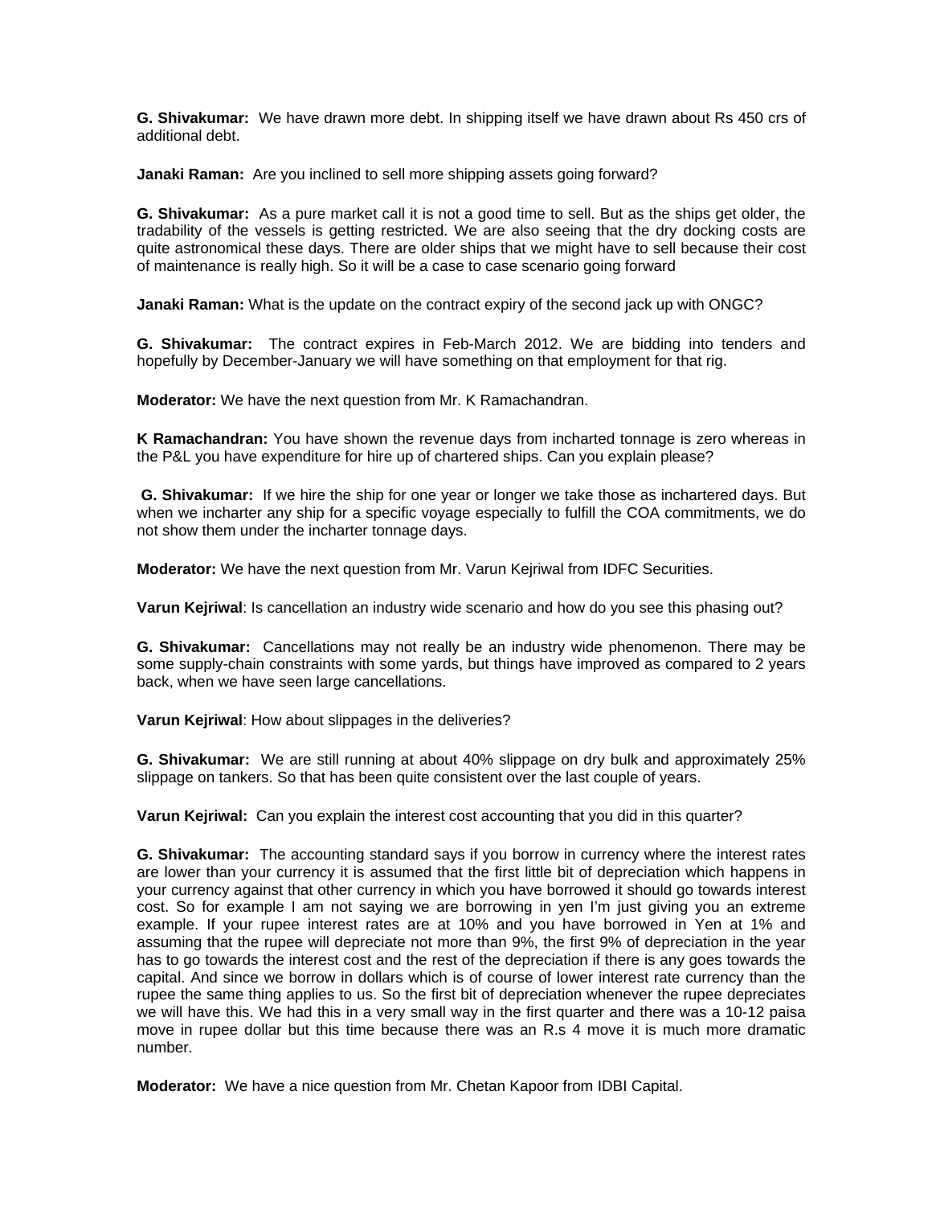**G. Shivakumar:** We have drawn more debt. In shipping itself we have drawn about Rs 450 crs of additional debt.

**Janaki Raman:** Are you inclined to sell more shipping assets going forward?

**G. Shivakumar:** As a pure market call it is not a good time to sell. But as the ships get older, the tradability of the vessels is getting restricted. We are also seeing that the dry docking costs are quite astronomical these days. There are older ships that we might have to sell because their cost of maintenance is really high. So it will be a case to case scenario going forward

**Janaki Raman:** What is the update on the contract expiry of the second jack up with ONGC?

**G. Shivakumar:** The contract expires in Feb-March 2012. We are bidding into tenders and hopefully by December-January we will have something on that employment for that rig.

**Moderator:** We have the next question from Mr. K Ramachandran.

**K Ramachandran:** You have shown the revenue days from incharted tonnage is zero whereas in the P&L you have expenditure for hire up of chartered ships. Can you explain please?

**G. Shivakumar:** If we hire the ship for one year or longer we take those as inchartered days. But when we incharter any ship for a specific voyage especially to fulfill the COA commitments, we do not show them under the incharter tonnage days.

**Moderator:** We have the next question from Mr. Varun Kejriwal from IDFC Securities.

**Varun Kejriwal**: Is cancellation an industry wide scenario and how do you see this phasing out?

**G. Shivakumar:** Cancellations may not really be an industry wide phenomenon. There may be some supply-chain constraints with some yards, but things have improved as compared to 2 years back, when we have seen large cancellations.

**Varun Kejriwal**: How about slippages in the deliveries?

**G. Shivakumar:** We are still running at about 40% slippage on dry bulk and approximately 25% slippage on tankers. So that has been quite consistent over the last couple of years.

**Varun Kejriwal:** Can you explain the interest cost accounting that you did in this quarter?

**G. Shivakumar:** The accounting standard says if you borrow in currency where the interest rates are lower than your currency it is assumed that the first little bit of depreciation which happens in your currency against that other currency in which you have borrowed it should go towards interest cost. So for example I am not saying we are borrowing in yen I'm just giving you an extreme example. If your rupee interest rates are at 10% and you have borrowed in Yen at 1% and assuming that the rupee will depreciate not more than 9%, the first 9% of depreciation in the year has to go towards the interest cost and the rest of the depreciation if there is any goes towards the capital. And since we borrow in dollars which is of course of lower interest rate currency than the rupee the same thing applies to us. So the first bit of depreciation whenever the rupee depreciates we will have this. We had this in a very small way in the first quarter and there was a 10-12 paisa move in rupee dollar but this time because there was an R.s 4 move it is much more dramatic number.

**Moderator:** We have a nice question from Mr. Chetan Kapoor from IDBI Capital.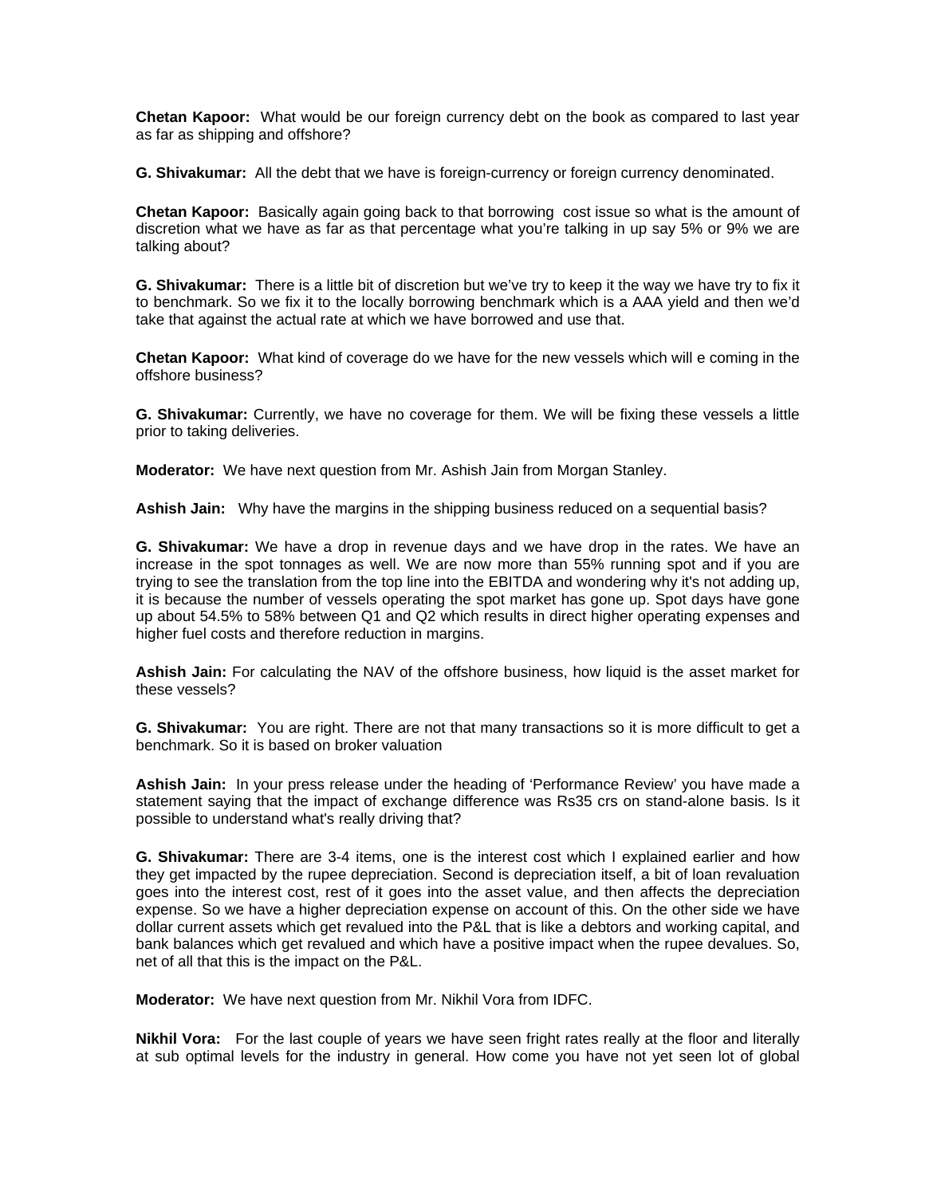**Chetan Kapoor:** What would be our foreign currency debt on the book as compared to last year as far as shipping and offshore?

**G. Shivakumar:** All the debt that we have is foreign-currency or foreign currency denominated.

**Chetan Kapoor:** Basically again going back to that borrowing cost issue so what is the amount of discretion what we have as far as that percentage what you're talking in up say 5% or 9% we are talking about?

**G. Shivakumar:** There is a little bit of discretion but we've try to keep it the way we have try to fix it to benchmark. So we fix it to the locally borrowing benchmark which is a AAA yield and then we'd take that against the actual rate at which we have borrowed and use that.

**Chetan Kapoor:** What kind of coverage do we have for the new vessels which will e coming in the offshore business?

**G. Shivakumar:** Currently, we have no coverage for them. We will be fixing these vessels a little prior to taking deliveries.

**Moderator:** We have next question from Mr. Ashish Jain from Morgan Stanley.

**Ashish Jain:** Why have the margins in the shipping business reduced on a sequential basis?

**G. Shivakumar:** We have a drop in revenue days and we have drop in the rates. We have an increase in the spot tonnages as well. We are now more than 55% running spot and if you are trying to see the translation from the top line into the EBITDA and wondering why it's not adding up, it is because the number of vessels operating the spot market has gone up. Spot days have gone up about 54.5% to 58% between Q1 and Q2 which results in direct higher operating expenses and higher fuel costs and therefore reduction in margins.

**Ashish Jain:** For calculating the NAV of the offshore business, how liquid is the asset market for these vessels?

**G. Shivakumar:** You are right. There are not that many transactions so it is more difficult to get a benchmark. So it is based on broker valuation

**Ashish Jain:** In your press release under the heading of 'Performance Review' you have made a statement saying that the impact of exchange difference was Rs35 crs on stand-alone basis. Is it possible to understand what's really driving that?

**G. Shivakumar:** There are 3-4 items, one is the interest cost which I explained earlier and how they get impacted by the rupee depreciation. Second is depreciation itself, a bit of loan revaluation goes into the interest cost, rest of it goes into the asset value, and then affects the depreciation expense. So we have a higher depreciation expense on account of this. On the other side we have dollar current assets which get revalued into the P&L that is like a debtors and working capital, and bank balances which get revalued and which have a positive impact when the rupee devalues. So, net of all that this is the impact on the P&L.

**Moderator:** We have next question from Mr. Nikhil Vora from IDFC.

**Nikhil Vora:** For the last couple of years we have seen fright rates really at the floor and literally at sub optimal levels for the industry in general. How come you have not yet seen lot of global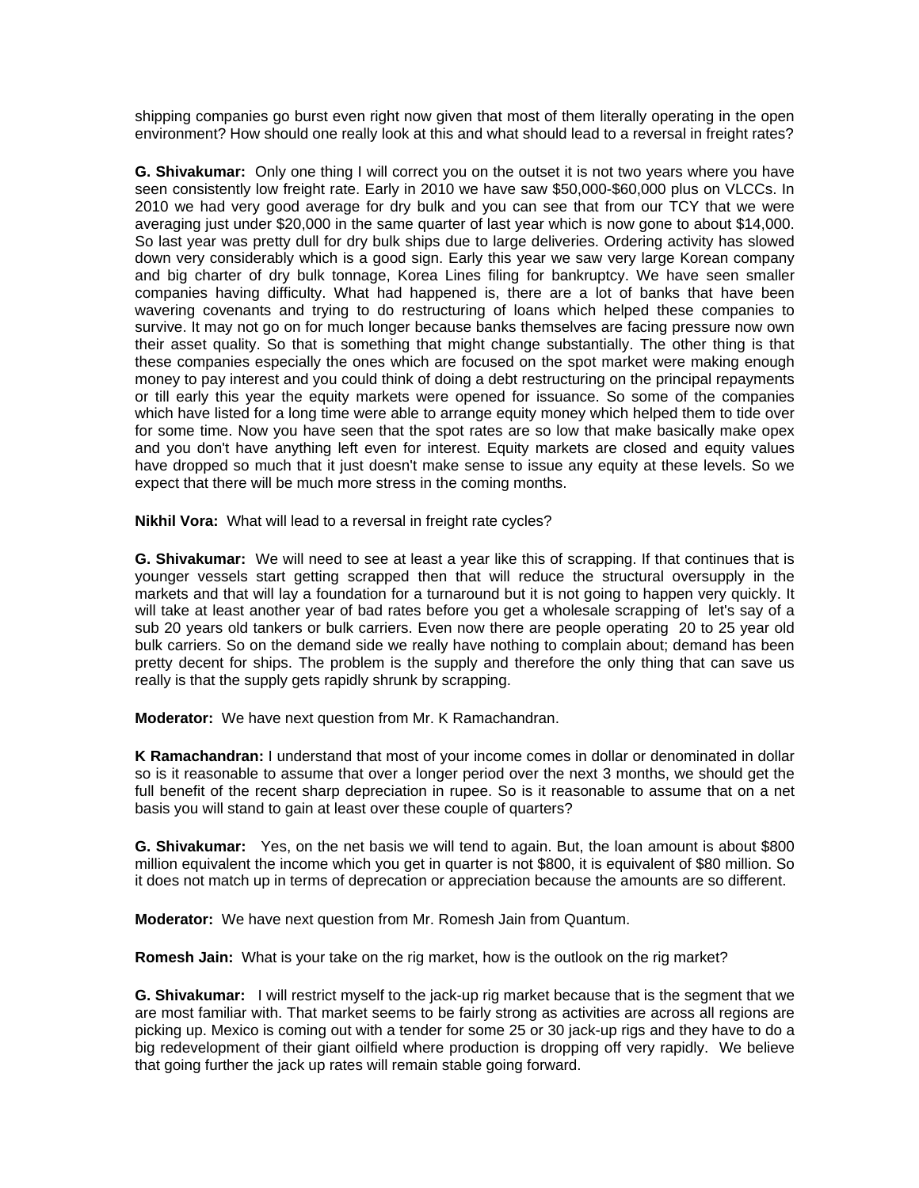shipping companies go burst even right now given that most of them literally operating in the open environment? How should one really look at this and what should lead to a reversal in freight rates?

**G. Shivakumar:** Only one thing I will correct you on the outset it is not two years where you have seen consistently low freight rate. Early in 2010 we have saw $50,000-$60,000 plus on VLCCs. In 2010 we had very good average for dry bulk and you can see that from our TCY that we were averaging just under $20,000 in the same quarter of last year which is now gone to about $14,000. So last year was pretty dull for dry bulk ships due to large deliveries. Ordering activity has slowed down very considerably which is a good sign. Early this year we saw very large Korean company and big charter of dry bulk tonnage, Korea Lines filing for bankruptcy. We have seen smaller companies having difficulty. What had happened is, there are a lot of banks that have been wavering covenants and trying to do restructuring of loans which helped these companies to survive. It may not go on for much longer because banks themselves are facing pressure now own their asset quality. So that is something that might change substantially. The other thing is that these companies especially the ones which are focused on the spot market were making enough money to pay interest and you could think of doing a debt restructuring on the principal repayments or till early this year the equity markets were opened for issuance. So some of the companies which have listed for a long time were able to arrange equity money which helped them to tide over for some time. Now you have seen that the spot rates are so low that make basically make opex and you don't have anything left even for interest. Equity markets are closed and equity values have dropped so much that it just doesn't make sense to issue any equity at these levels. So we expect that there will be much more stress in the coming months.

**Nikhil Vora:** What will lead to a reversal in freight rate cycles?

**G. Shivakumar:** We will need to see at least a year like this of scrapping. If that continues that is younger vessels start getting scrapped then that will reduce the structural oversupply in the markets and that will lay a foundation for a turnaround but it is not going to happen very quickly. It will take at least another year of bad rates before you get a wholesale scrapping of let's say of a sub 20 years old tankers or bulk carriers. Even now there are people operating 20 to 25 year old bulk carriers. So on the demand side we really have nothing to complain about; demand has been pretty decent for ships. The problem is the supply and therefore the only thing that can save us really is that the supply gets rapidly shrunk by scrapping.

**Moderator:** We have next question from Mr. K Ramachandran.

**K Ramachandran:** I understand that most of your income comes in dollar or denominated in dollar so is it reasonable to assume that over a longer period over the next 3 months, we should get the full benefit of the recent sharp depreciation in rupee. So is it reasonable to assume that on a net basis you will stand to gain at least over these couple of quarters?

**G. Shivakumar:** Yes, on the net basis we will tend to again. But, the loan amount is about $800 million equivalent the income which you get in quarter is not $800, it is equivalent of $80 million. So it does not match up in terms of deprecation or appreciation because the amounts are so different.

**Moderator:** We have next question from Mr. Romesh Jain from Quantum.

**Romesh Jain:** What is your take on the rig market, how is the outlook on the rig market?

**G. Shivakumar:** I will restrict myself to the jack-up rig market because that is the segment that we are most familiar with. That market seems to be fairly strong as activities are across all regions are picking up. Mexico is coming out with a tender for some 25 or 30 jack-up rigs and they have to do a big redevelopment of their giant oilfield where production is dropping off very rapidly. We believe that going further the jack up rates will remain stable going forward.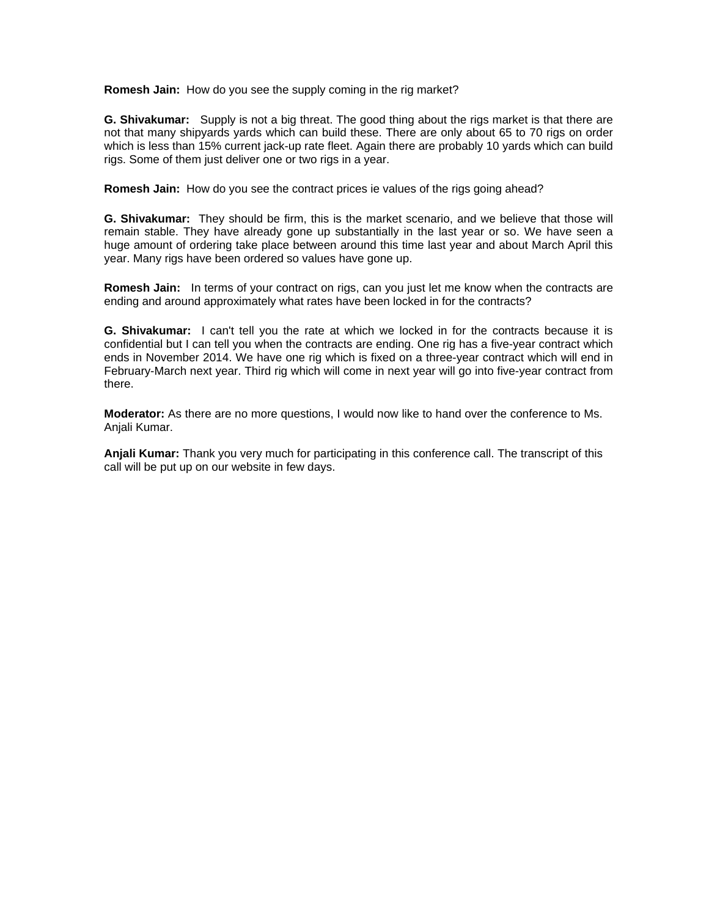**Romesh Jain:** How do you see the supply coming in the rig market?

**G. Shivakumar:** Supply is not a big threat. The good thing about the rigs market is that there are not that many shipyards yards which can build these. There are only about 65 to 70 rigs on order which is less than 15% current jack-up rate fleet. Again there are probably 10 yards which can build rigs. Some of them just deliver one or two rigs in a year.

**Romesh Jain:** How do you see the contract prices ie values of the rigs going ahead?

**G. Shivakumar:** They should be firm, this is the market scenario, and we believe that those will remain stable. They have already gone up substantially in the last year or so. We have seen a huge amount of ordering take place between around this time last year and about March April this year. Many rigs have been ordered so values have gone up.

**Romesh Jain:** In terms of your contract on rigs, can you just let me know when the contracts are ending and around approximately what rates have been locked in for the contracts?

**G. Shivakumar:** I can't tell you the rate at which we locked in for the contracts because it is confidential but I can tell you when the contracts are ending. One rig has a five-year contract which ends in November 2014. We have one rig which is fixed on a three-year contract which will end in February-March next year. Third rig which will come in next year will go into five-year contract from there.

**Moderator:** As there are no more questions, I would now like to hand over the conference to Ms. Anjali Kumar.

**Anjali Kumar:** Thank you very much for participating in this conference call. The transcript of this call will be put up on our website in few days.